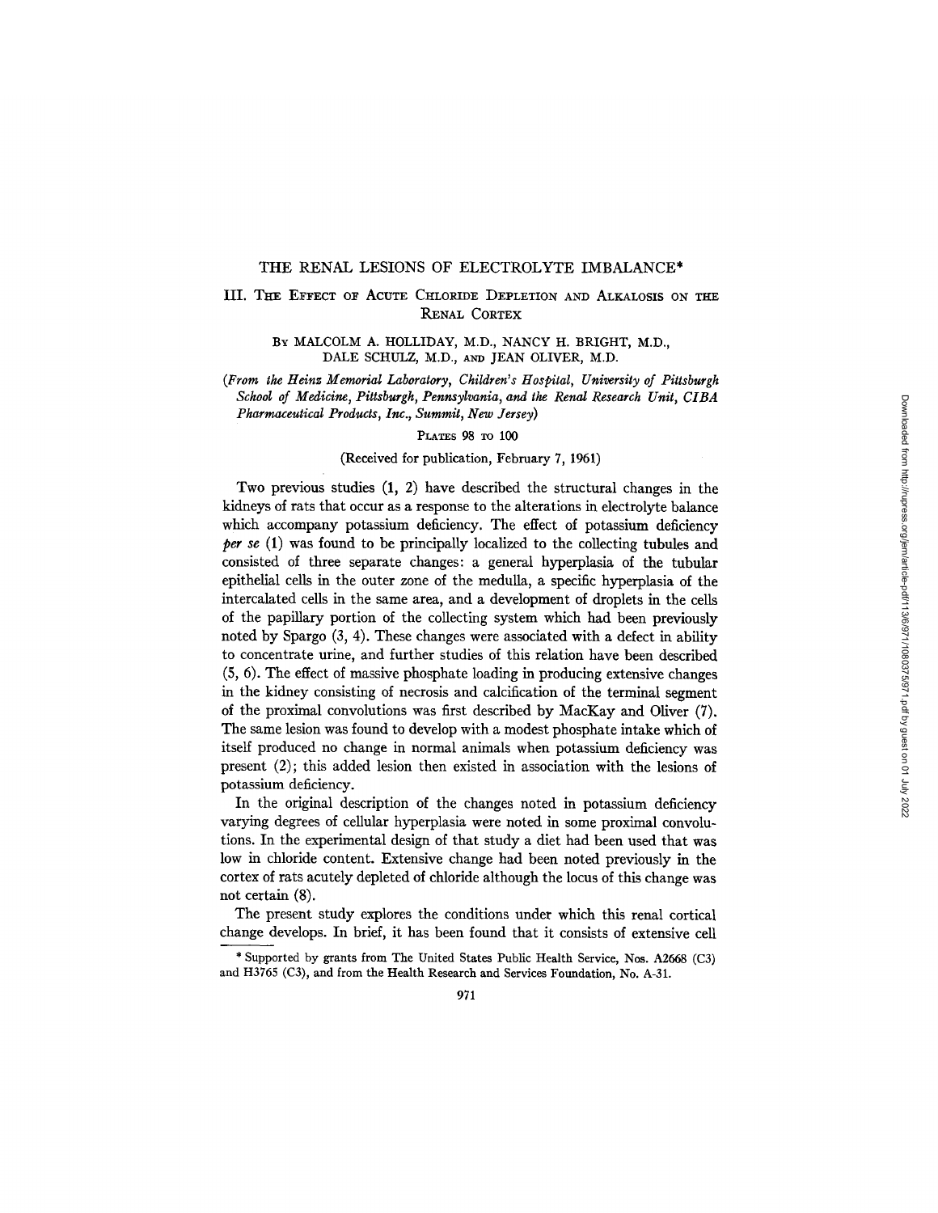# THE RENAL LESIONS OF ELECTROLYTE IMBALANCE*

## III. The Effect of Acute Chloride Depletion and Alkalosis on the Renal Cortex

By MALCOLM A. HOLLIDAY, M.D., NANCY H. BRIGHT, M.D., DALE SCHULZ, M.D., and JEAN OLIVER, M.D.

*(From the Heinz Memorial Laboratory, Children's Hospital, University of Pittsburgh School of Medicine, Pittsburgh, Pennsylvania, and the Renal Research Unit, CIBA Pharmaceutical Products, Inc., Summit, New Jersey)*

Plates 98 to 100

(Received for publication, February 7, 1961)

Two previous studies (1, 2) have described the structural changes in the kidneys of rats that occur as a response to the alterations in electrolyte balance which accompany potassium deficiency. The effect of potassium deficiency *per se* (1) was found to be principally localized to the collecting tubules and consisted of three separate changes: a general hyperplasia of the tubular epithelial cells in the outer zone of the medulla, a specific hyperplasia of the intercalated cells in the same area, and a development of droplets in the cells of the papillary portion of the collecting system which had been previously noted by Spargo (3, 4). These changes were associated with a defect in ability to concentrate urine, and further studies of this relation have been described (5, 6). The effect of massive phosphate loading in producing extensive changes in the kidney consisting of necrosis and calcification of the terminal segment of the proximal convolutions was first described by MacKay and Oliver (7). The same lesion was found to develop with a modest phosphate intake which of itself produced no change in normal animals when potassium deficiency was present (2); this added lesion then existed in association with the lesions of potassium deficiency.

In the original description of the changes noted in potassium deficiency varying degrees of cellular hyperplasia were noted in some proximal convolutions. In the experimental design of that study a diet had been used that was low in chloride content. Extensive change had been noted previously in the cortex of rats acutely depleted of chloride although the locus of this change was not certain (8).

The present study explores the conditions under which this renal cortical change develops. In brief, it has been found that it consists of extensive cell

* Supported by grants from The United States Public Health Service, Nos. A2668 (C3) and H3765 (C3), and from the Health Research and Services Foundation, No. A-31.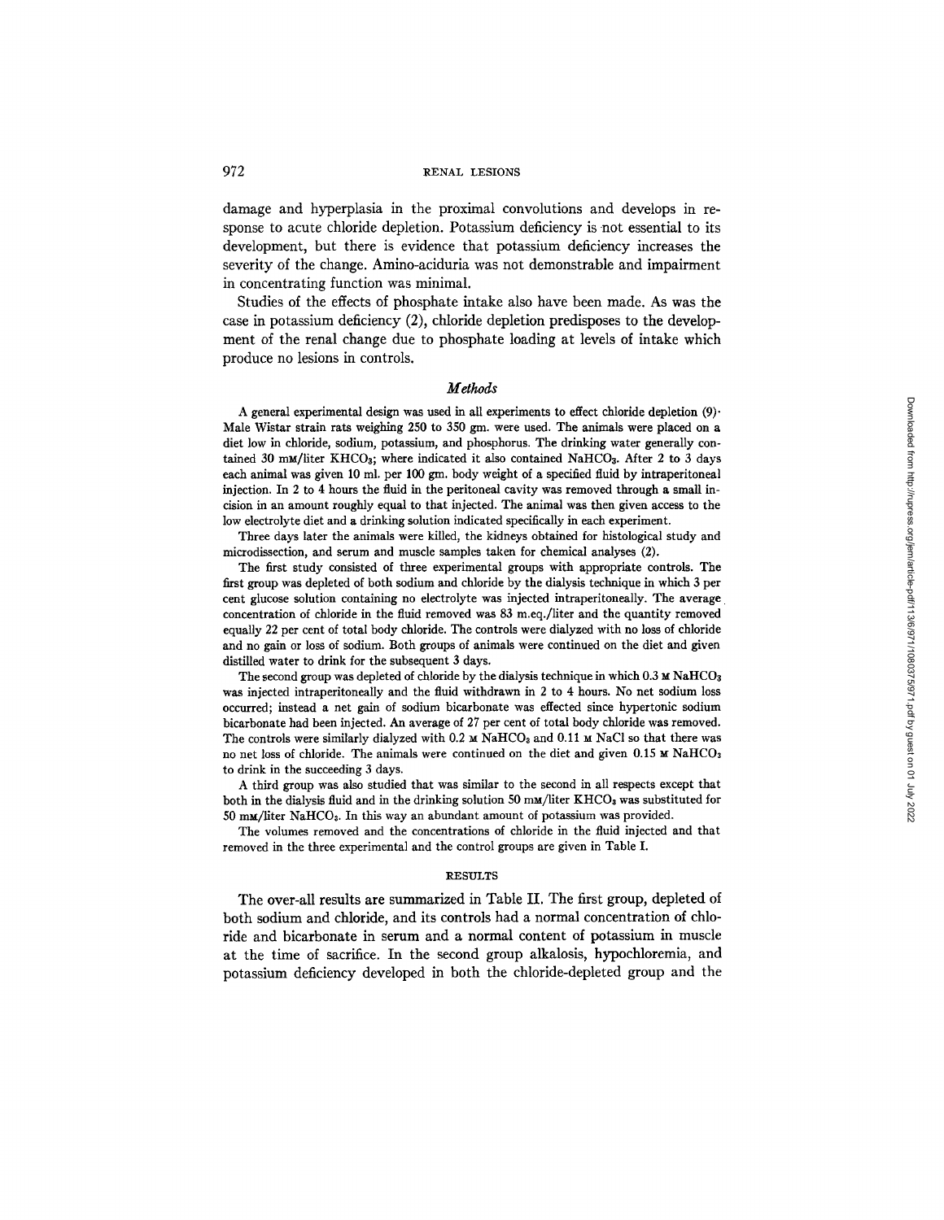damage and hyperplasia in the proximal convolutions and develops in response to acute chloride depletion. Potassium deficiency is not essential to its development, but there is evidence that potassium deficiency increases the severity of the change. Amino-aciduria was not demonstrable and impairment in concentrating function was minimal.

Studies of the effects of phosphate intake also have been made. As was the case in potassium deficiency (2), chloride depletion predisposes to the development of the renal change due to phosphate loading at levels of intake which produce no lesions in controls.

## *Methods*

A general experimental design was used in all experiments to effect chloride depletion (9). Male Wistar strain rats weighing 250 to 350 gm. were used. The animals were placed on a diet low in chloride, sodium, potassium, and phosphorus. The drinking water generally contained 30 mM/liter $KHCO_3$; where indicated it also contained $NaHCO_3$. After 2 to 3 days each animal was given 10 ml. per 100 gm. body weight of a specified fluid by intraperitoneal injection. In 2 to 4 hours the fluid in the peritoneal cavity was removed through a small incision in an amount roughly equal to that injected. The animal was then given access to the low electrolyte diet and a drinking solution indicated specifically in each experiment.

Three days later the animals were killed, the kidneys obtained for histological study and microdissection, and serum and muscle samples taken for chemical analyses (2).

The first study consisted of three experimental groups with appropriate controls. The first group was depleted of both sodium and chloride by the dialysis technique in which 3 per cent glucose solution containing no electrolyte was injected intraperitoneally. The average concentration of chloride in the fluid removed was 83 m.eq./liter and the quantity removed equally 22 per cent of total body chloride. The controls were dialyzed with no loss of chloride and no gain or loss of sodium. Both groups of animals were continued on the diet and given distilled water to drink for the subsequent 3 days.

The second group was depleted of chloride by the dialysis technique in which 0.3 M $NaHCO_3$ was injected intraperitoneally and the fluid withdrawn in 2 to 4 hours. No net sodium loss occurred; instead a net gain of sodium bicarbonate was effected since hypertonic sodium bicarbonate had been injected. An average of 27 per cent of total body chloride was removed. The controls were similarly dialyzed with 0.2 M $NaHCO_3$ and 0.11 M NaCl so that there was no net loss of chloride. The animals were continued on the diet and given 0.15 M $NaHCO_3$ to drink in the succeeding 3 days.

A third group was also studied that was similar to the second in all respects except that both in the dialysis fluid and in the drinking solution 50 mM/liter $KHCO_3$ was substituted for 50 mM/liter $NaHCO_3$. In this way an abundant amount of potassium was provided.

The volumes removed and the concentrations of chloride in the fluid injected and that removed in the three experimental and the control groups are given in Table I.

## RESULTS

The over-all results are summarized in Table II. The first group, depleted of both sodium and chloride, and its controls had a normal concentration of chloride and bicarbonate in serum and a normal content of potassium in muscle at the time of sacrifice. In the second group alkalosis, hypochloremia, and potassium deficiency developed in both the chloride-depleted group and the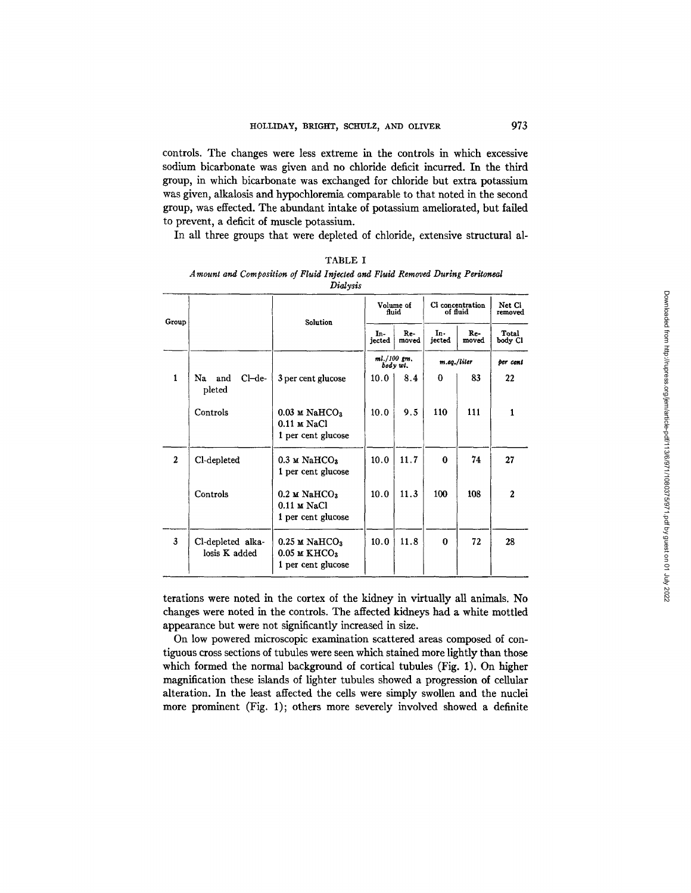controls. The changes were less extreme in the controls in which excessive sodium bicarbonate was given and no chloride deficit incurred. In the third group, in which bicarbonate was exchanged for chloride but extra potassium was given, alkalosis and hypochloremia comparable to that noted in the second group, was effected. The abundant intake of potassium ameliorated, but failed to prevent, a deficit of muscle potassium.

In all three groups that were depleted of chloride, extensive structural alterations were noted in the cortex of the kidney in virtually all animals. No changes were noted in the controls. The affected kidneys had a white mottled appearance but were not significantly increased in size.

TABLE I

*Amount and Composition of Fluid Injected and Fluid Removed During Peritoneal Dialysis*

| Group | | Solution | Volume of fluid | | Cl concentration of fluid | | Net Cl removed |
|---|---|---|---|---|---|---|---|
| | | | In-jected | Re-moved | In-jected | Re-moved | Total body Cl |
| | | | *ml./100 gm. body wt.* | | *m.eq./liter* | | *per cent* |
| 1 | Na and Cl-depleted | 3 per cent glucose | 10.0 | 8.4 | 0 | 83 | 22 |
| | Controls | 0.03 M $NaHCO_3$ 0.11 M NaCl 1 per cent glucose | 10.0 | 9.5 | 110 | 111 | 1 |
| 2 | Cl-depleted | 0.3 M $NaHCO_3$ 1 per cent glucose | 10.0 | 11.7 | 0 | 74 | 27 |
| | Controls | 0.2 M $NaHCO_3$ 0.11 M NaCl 1 per cent glucose | 10.0 | 11.3 | 100 | 108 | 2 |
| 3 | Cl-depleted alkalosis K added | 0.25 M $NaHCO_3$ 0.05 M $KHCO_3$ 1 per cent glucose | 10.0 | 11.8 | 0 | 72 | 28 |

On low powered microscopic examination scattered areas composed of contiguous cross sections of tubules were seen which stained more lightly than those which formed the normal background of cortical tubules (Fig. 1). On higher magnification these islands of lighter tubules showed a progression of cellular alteration. In the least affected the cells were simply swollen and the nuclei more prominent (Fig. 1); others more severely involved showed a definite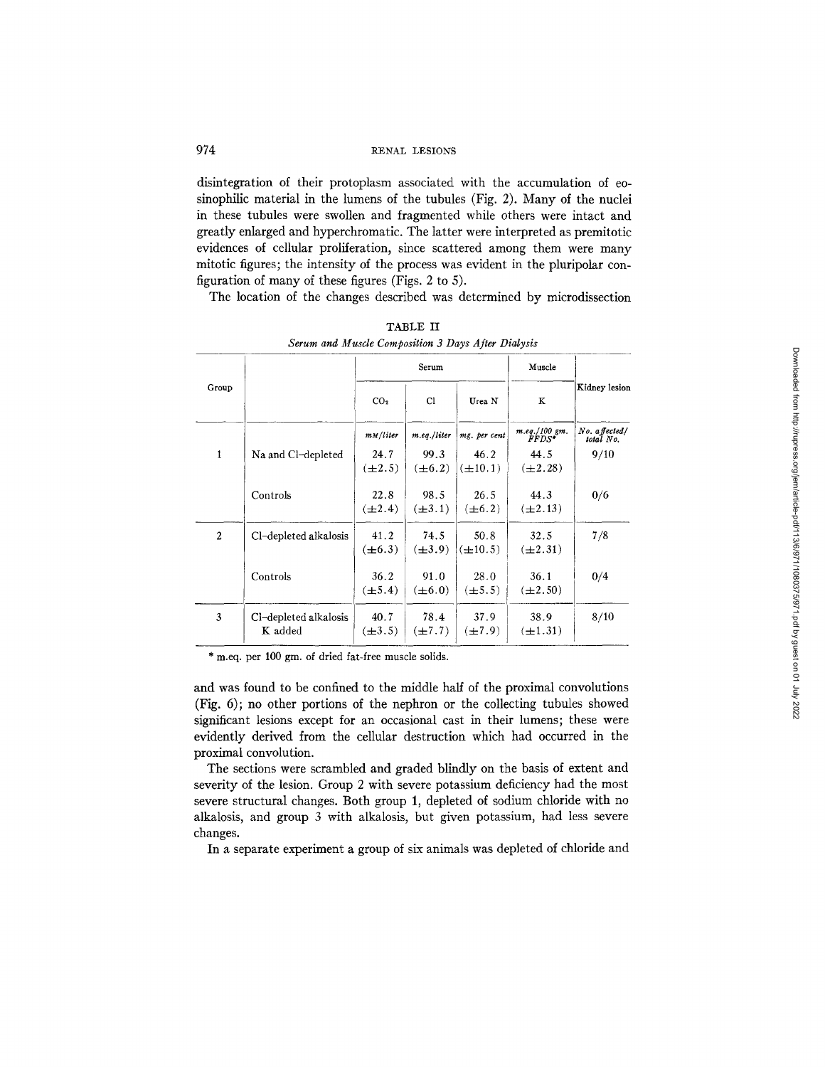disintegration of their protoplasm associated with the accumulation of eosinophilic material in the lumens of the tubules (Fig. 2). Many of the nuclei in these tubules were swollen and fragmented while others were intact and greatly enlarged and hyperchromatic. The latter were interpreted as premitotic evidences of cellular proliferation, since scattered among them were many mitotic figures; the intensity of the process was evident in the pluripolar configuration of many of these figures (Figs. 2 to 5).

The location of the changes described was determined by microdissection

TABLE II

*Serum and Muscle Composition 3 Days After Dialysis*

| Group | | Serum | | | Muscle | Kidney lesion |
|---|---|---|---|---|---|---|
| | | $CO_2$ | Cl | Urea N | K | |
| | | *mM/liter* | *m.eq./liter* | *mg. per cent* | *m.eq./100 gm. FFDS** | *No. affected/ total No.* |
| 1 | Na and Cl-depleted | 24.7 (±2.5) | 99.3 (±6.2) | 46.2 (±10.1) | 44.5 (±2.28) | 9/10 |
| | Controls | 22.8 (±2.4) | 98.5 (±3.1) | 26.5 (±6.2) | 44.3 (±2.13) | 0/6 |
| 2 | Cl-depleted alkalosis | 41.2 (±6.3) | 74.5 (±3.9) | 50.8 (±10.5) | 32.5 (±2.31) | 7/8 |
| | Controls | 36.2 (±5.4) | 91.0 (±6.0) | 28.0 (±5.5) | 36.1 (±2.50) | 0/4 |
| 3 | Cl-depleted alkalosis K added | 40.7 (±3.5) | 78.4 (±7.7) | 37.9 (±7.9) | 38.9 (±1.31) | 8/10 |

\* m.eq. per 100 gm. of dried fat-free muscle solids.

and was found to be confined to the middle half of the proximal convolutions (Fig. 6); no other portions of the nephron or the collecting tubules showed significant lesions except for an occasional cast in their lumens; these were evidently derived from the cellular destruction which had occurred in the proximal convolution.

The sections were scrambled and graded blindly on the basis of extent and severity of the lesion. Group 2 with severe potassium deficiency had the most severe structural changes. Both group 1, depleted of sodium chloride with no alkalosis, and group 3 with alkalosis, but given potassium, had less severe changes.

In a separate experiment a group of six animals was depleted of chloride and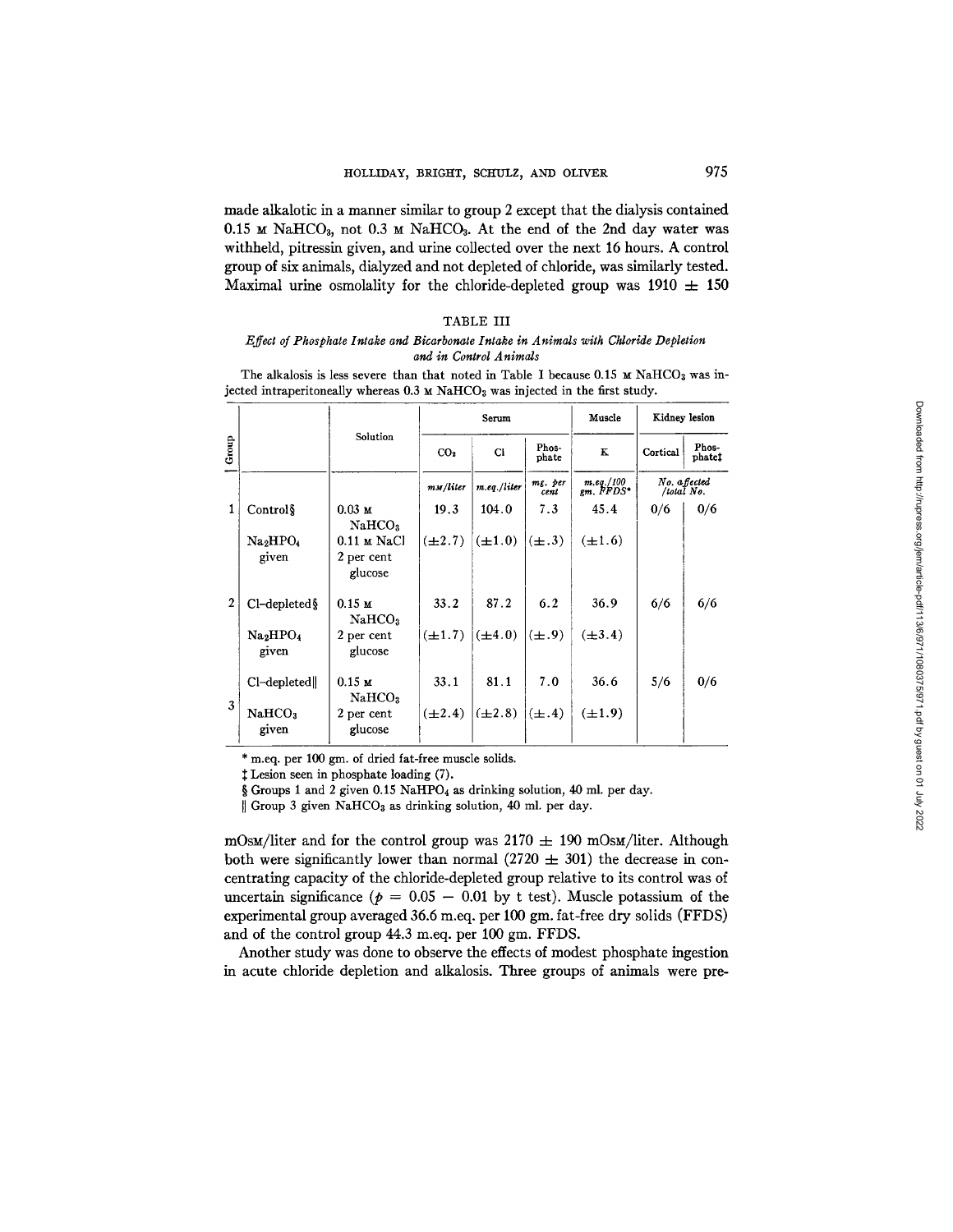made alkalotic in a manner similar to group 2 except that the dialysis contained 0.15 M $NaHCO_3$, not 0.3 M $NaHCO_3$. At the end of the 2nd day water was withheld, pitressin given, and urine collected over the next 16 hours. A control group of six animals, dialyzed and not depleted of chloride, was similarly tested. Maximal urine osmolality for the chloride-depleted group was 1910 ± 150 mOsM/liter and for the control group was 2170 ± 190 mOsM/liter. Although both were significantly lower than normal (2720 ± 301) the decrease in concentrating capacity of the chloride-depleted group relative to its control was of uncertain significance ($p = 0.05 - 0.01$ by t test). Muscle potassium of the experimental group averaged 36.6 m.eq. per 100 gm. fat-free dry solids (FFDS) and of the control group 44.3 m.eq. per 100 gm. FFDS.

TABLE III

*Effect of Phosphate Intake and Bicarbonate Intake in Animals with Chloride Depletion and in Control Animals*

The alkalosis is less severe than that noted in Table I because 0.15 M $NaHCO_3$ was injected intraperitoneally whereas 0.3 M $NaHCO_3$ was injected in the first study.

| Group | | Solution | Serum | | | Muscle | Kidney lesion | |
|---|---|---|---|---|---|---|---|---|
| | | | $CO_2$ | Cl | Phosphate | K | Cortical | Phosphate‡ |
| | | | *mM/liter* | *m.eq./liter* | *mg. per cent* | *m.eq./100 gm. FFDS\** | *No. affected /total No.* | |
| 1 | Control§ $Na_2HPO_4$ given | 0.03 M $NaHCO_3$ 0.11 M NaCl 2 per cent glucose | 19.3 (±2.7) | 104.0 (±1.0) | 7.3 (±.3) | 45.4 (±1.6) | 0/6 | 0/6 |
| 2 | Cl-depleted§ $Na_2HPO_4$ given | 0.15 M $NaHCO_3$ 2 per cent glucose | 33.2 (±1.7) | 87.2 (±4.0) | 6.2 (±.9) | 36.9 (±3.4) | 6/6 | 6/6 |
| 3 | Cl-depleted‖ $NaHCO_3$ given | 0.15 M $NaHCO_3$ 2 per cent glucose | 33.1 (±2.4) | 81.1 (±2.8) | 7.0 (±.4) | 36.6 (±1.9) | 5/6 | 0/6 |

\* m.eq. per 100 gm. of dried fat-free muscle solids.

‡ Lesion seen in phosphate loading (7).

§ Groups 1 and 2 given 0.15 $NaHPO_4$ as drinking solution, 40 ml. per day.

‖ Group 3 given $NaHCO_3$ as drinking solution, 40 ml. per day.

Another study was done to observe the effects of modest phosphate ingestion in acute chloride depletion and alkalosis. Three groups of animals were pre-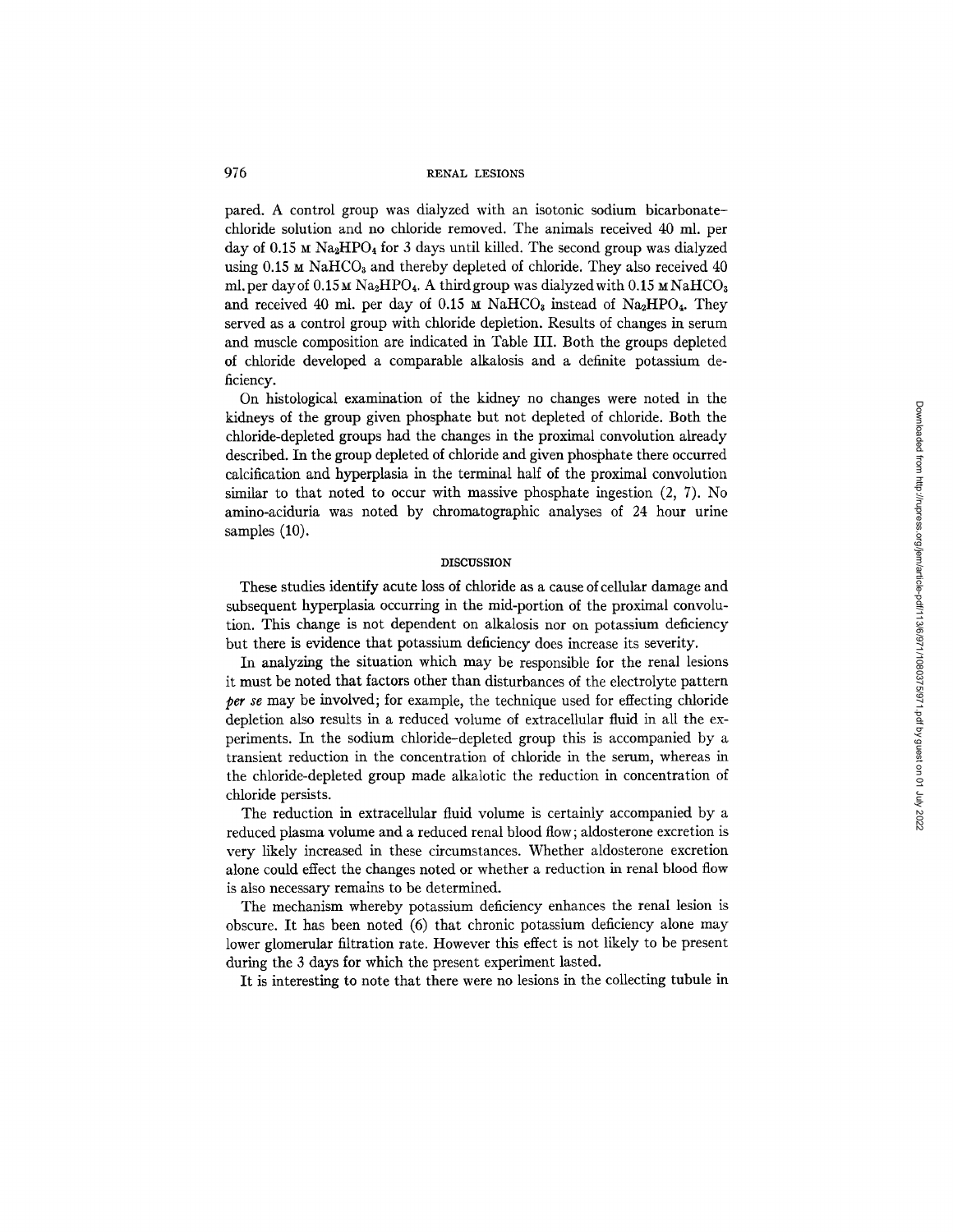pared. A control group was dialyzed with an isotonic sodium bicarbonate–chloride solution and no chloride removed. The animals received 40 ml. per day of 0.15 M $Na_2HPO_4$ for 3 days until killed. The second group was dialyzed using 0.15 M $NaHCO_3$ and thereby depleted of chloride. They also received 40 ml. per day of 0.15 M $Na_2HPO_4$. A third group was dialyzed with 0.15 M $NaHCO_3$ and received 40 ml. per day of 0.15 M $NaHCO_3$ instead of $Na_2HPO_4$. They served as a control group with chloride depletion. Results of changes in serum and muscle composition are indicated in Table III. Both the groups depleted of chloride developed a comparable alkalosis and a definite potassium deficiency.

On histological examination of the kidney no changes were noted in the kidneys of the group given phosphate but not depleted of chloride. Both the chloride-depleted groups had the changes in the proximal convolution already described. In the group depleted of chloride and given phosphate there occurred calcification and hyperplasia in the terminal half of the proximal convolution similar to that noted to occur with massive phosphate ingestion (2, 7). No amino-aciduria was noted by chromatographic analyses of 24 hour urine samples (10).

## DISCUSSION

These studies identify acute loss of chloride as a cause of cellular damage and subsequent hyperplasia occurring in the mid-portion of the proximal convolution. This change is not dependent on alkalosis nor on potassium deficiency but there is evidence that potassium deficiency does increase its severity.

In analyzing the situation which may be responsible for the renal lesions it must be noted that factors other than disturbances of the electrolyte pattern *per se* may be involved; for example, the technique used for effecting chloride depletion also results in a reduced volume of extracellular fluid in all the experiments. In the sodium chloride–depleted group this is accompanied by a transient reduction in the concentration of chloride in the serum, whereas in the chloride-depleted group made alkalotic the reduction in concentration of chloride persists.

The reduction in extracellular fluid volume is certainly accompanied by a reduced plasma volume and a reduced renal blood flow; aldosterone excretion is very likely increased in these circumstances. Whether aldosterone excretion alone could effect the changes noted or whether a reduction in renal blood flow is also necessary remains to be determined.

The mechanism whereby potassium deficiency enhances the renal lesion is obscure. It has been noted (6) that chronic potassium deficiency alone may lower glomerular filtration rate. However this effect is not likely to be present during the 3 days for which the present experiment lasted.

It is interesting to note that there were no lesions in the collecting tubule in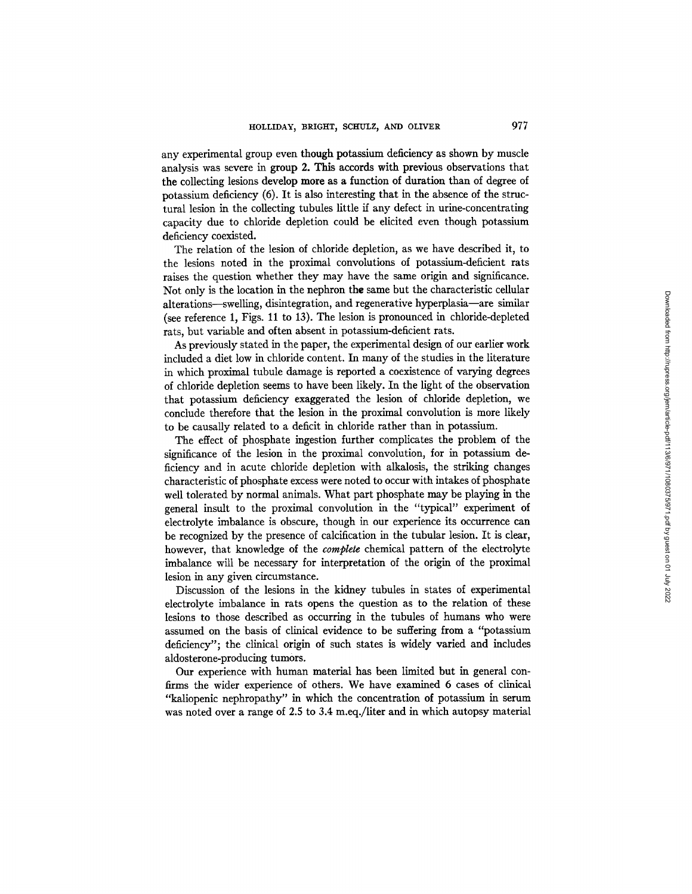any experimental group even though potassium deficiency as shown by muscle analysis was severe in group 2. This accords with previous observations that the collecting lesions develop more as a function of duration than of degree of potassium deficiency (6). It is also interesting that in the absence of the structural lesion in the collecting tubules little if any defect in urine-concentrating capacity due to chloride depletion could be elicited even though potassium deficiency coexisted.

The relation of the lesion of chloride depletion, as we have described it, to the lesions noted in the proximal convolutions of potassium-deficient rats raises the question whether they may have the same origin and significance. Not only is the location in the nephron the same but the characteristic cellular alterations—swelling, disintegration, and regenerative hyperplasia—are similar (see reference 1, Figs. 11 to 13). The lesion is pronounced in chloride-depleted rats, but variable and often absent in potassium-deficient rats.

As previously stated in the paper, the experimental design of our earlier work included a diet low in chloride content. In many of the studies in the literature in which proximal tubule damage is reported a coexistence of varying degrees of chloride depletion seems to have been likely. In the light of the observation that potassium deficiency exaggerated the lesion of chloride depletion, we conclude therefore that the lesion in the proximal convolution is more likely to be causally related to a deficit in chloride rather than in potassium.

The effect of phosphate ingestion further complicates the problem of the significance of the lesion in the proximal convolution, for in potassium deficiency and in acute chloride depletion with alkalosis, the striking changes characteristic of phosphate excess were noted to occur with intakes of phosphate well tolerated by normal animals. What part phosphate may be playing in the general insult to the proximal convolution in the "typical" experiment of electrolyte imbalance is obscure, though in our experience its occurrence can be recognized by the presence of calcification in the tubular lesion. It is clear, however, that knowledge of the *complete* chemical pattern of the electrolyte imbalance will be necessary for interpretation of the origin of the proximal lesion in any given circumstance.

Discussion of the lesions in the kidney tubules in states of experimental electrolyte imbalance in rats opens the question as to the relation of these lesions to those described as occurring in the tubules of humans who were assumed on the basis of clinical evidence to be suffering from a "potassium deficiency"; the clinical origin of such states is widely varied and includes aldosterone-producing tumors.

Our experience with human material has been limited but in general confirms the wider experience of others. We have examined 6 cases of clinical "kaliopenic nephropathy" in which the concentration of potassium in serum was noted over a range of 2.5 to 3.4 m.eq./liter and in which autopsy material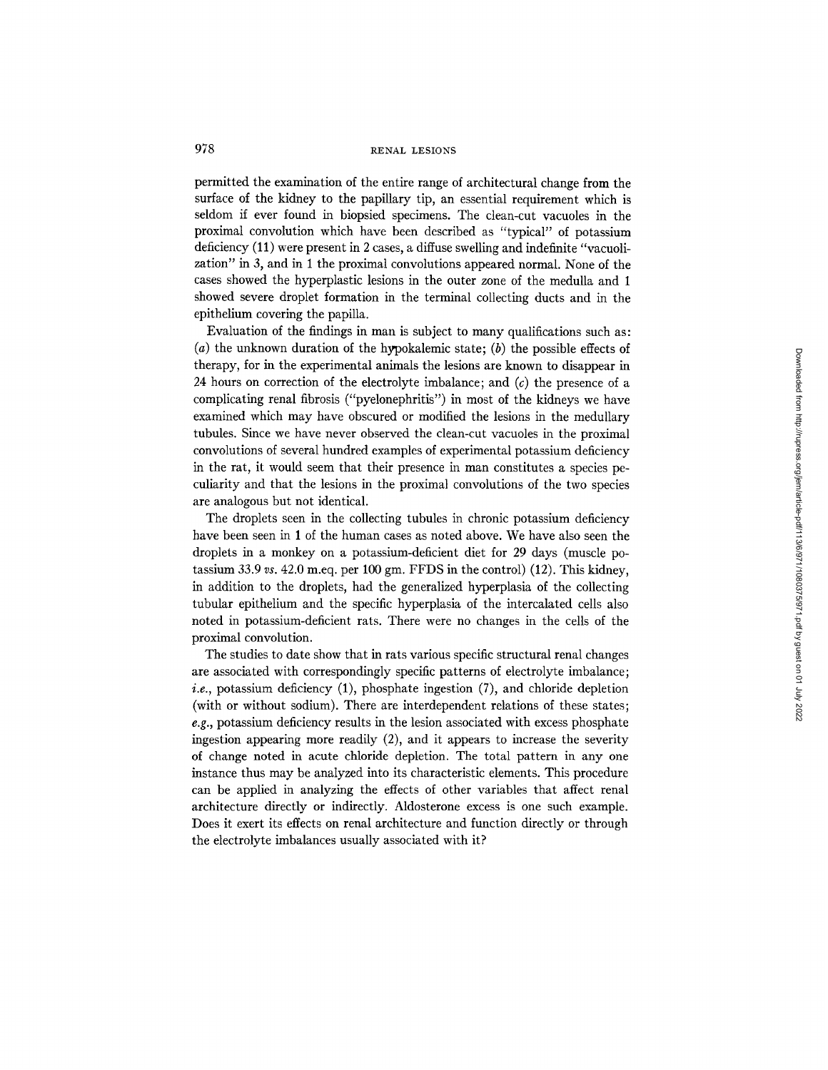permitted the examination of the entire range of architectural change from the surface of the kidney to the papillary tip, an essential requirement which is seldom if ever found in biopsied specimens. The clean-cut vacuoles in the proximal convolution which have been described as "typical" of potassium deficiency (11) were present in 2 cases, a diffuse swelling and indefinite "vacuolization" in 3, and in 1 the proximal convolutions appeared normal. None of the cases showed the hyperplastic lesions in the outer zone of the medulla and 1 showed severe droplet formation in the terminal collecting ducts and in the epithelium covering the papilla.

Evaluation of the findings in man is subject to many qualifications such as: (*a*) the unknown duration of the hypokalemic state; (*b*) the possible effects of therapy, for in the experimental animals the lesions are known to disappear in 24 hours on correction of the electrolyte imbalance; and (*c*) the presence of a complicating renal fibrosis ("pyelonephritis") in most of the kidneys we have examined which may have obscured or modified the lesions in the medullary tubules. Since we have never observed the clean-cut vacuoles in the proximal convolutions of several hundred examples of experimental potassium deficiency in the rat, it would seem that their presence in man constitutes a species peculiarity and that the lesions in the proximal convolutions of the two species are analogous but not identical.

The droplets seen in the collecting tubules in chronic potassium deficiency have been seen in 1 of the human cases as noted above. We have also seen the droplets in a monkey on a potassium-deficient diet for 29 days (muscle potassium 33.9 *vs.* 42.0 m.eq. per 100 gm. FFDS in the control) (12). This kidney, in addition to the droplets, had the generalized hyperplasia of the collecting tubular epithelium and the specific hyperplasia of the intercalated cells also noted in potassium-deficient rats. There were no changes in the cells of the proximal convolution.

The studies to date show that in rats various specific structural renal changes are associated with correspondingly specific patterns of electrolyte imbalance; *i.e.*, potassium deficiency (1), phosphate ingestion (7), and chloride depletion (with or without sodium). There are interdependent relations of these states; *e.g.*, potassium deficiency results in the lesion associated with excess phosphate ingestion appearing more readily (2), and it appears to increase the severity of change noted in acute chloride depletion. The total pattern in any one instance thus may be analyzed into its characteristic elements. This procedure can be applied in analyzing the effects of other variables that affect renal architecture directly or indirectly. Aldosterone excess is one such example. Does it exert its effects on renal architecture and function directly or through the electrolyte imbalances usually associated with it?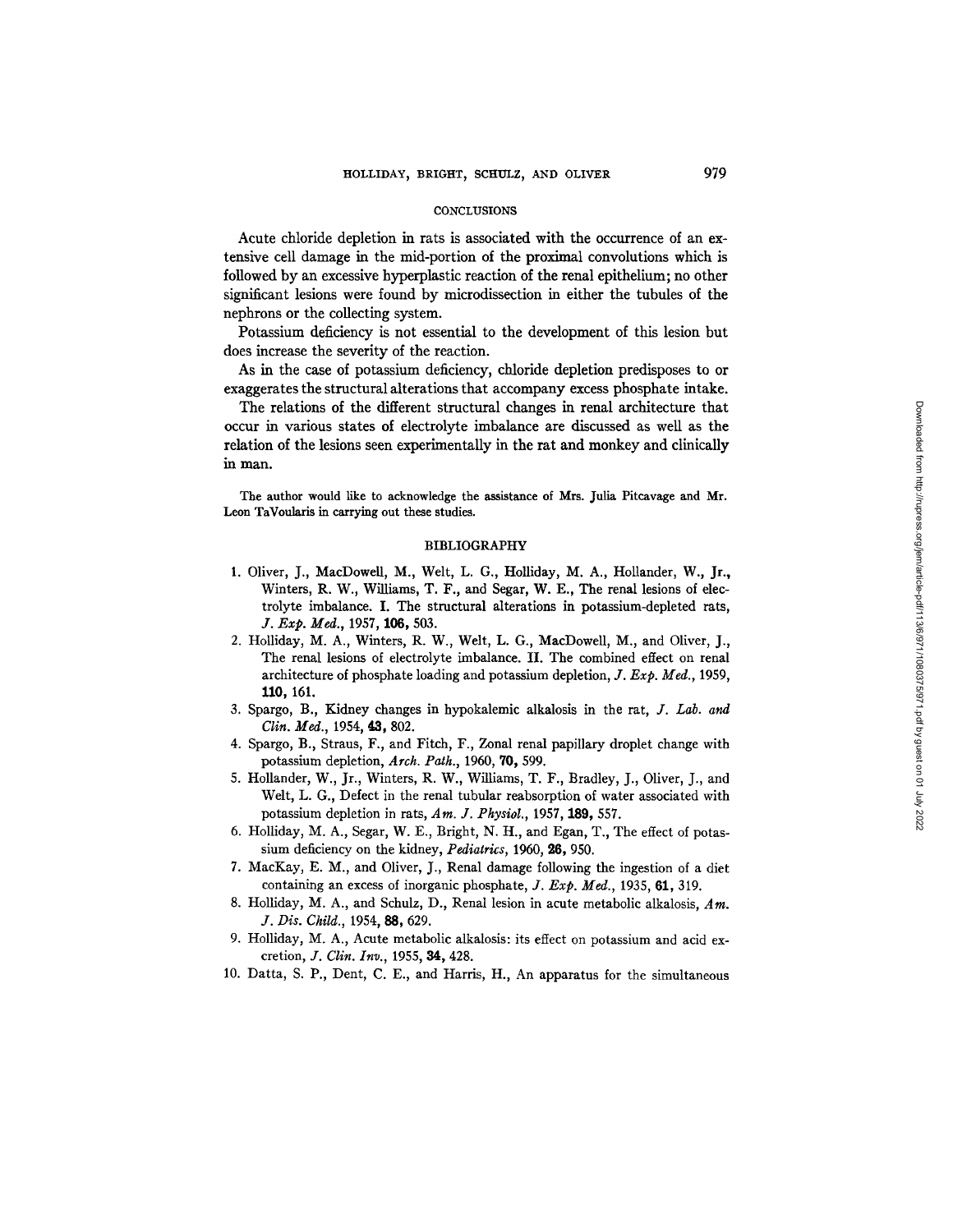## CONCLUSIONS

Acute chloride depletion in rats is associated with the occurrence of an extensive cell damage in the mid-portion of the proximal convolutions which is followed by an excessive hyperplastic reaction of the renal epithelium; no other significant lesions were found by microdissection in either the tubules of the nephrons or the collecting system.

Potassium deficiency is not essential to the development of this lesion but does increase the severity of the reaction.

As in the case of potassium deficiency, chloride depletion predisposes to or exaggerates the structural alterations that accompany excess phosphate intake.

The relations of the different structural changes in renal architecture that occur in various states of electrolyte imbalance are discussed as well as the relation of the lesions seen experimentally in the rat and monkey and clinically in man.

The author would like to acknowledge the assistance of Mrs. Julia Pitcavage and Mr. Leon TaVoularis in carrying out these studies.

## BIBLIOGRAPHY

1. Oliver, J., MacDowell, M., Welt, L. G., Holliday, M. A., Hollander, W., Jr., Winters, R. W., Williams, T. F., and Segar, W. E., The renal lesions of electrolyte imbalance. I. The structural alterations in potassium-depleted rats, *J. Exp. Med.*, 1957, **106**, 503.
2. Holliday, M. A., Winters, R. W., Welt, L. G., MacDowell, M., and Oliver, J., The renal lesions of electrolyte imbalance. II. The combined effect on renal architecture of phosphate loading and potassium depletion, *J. Exp. Med.*, 1959, **110**, 161.
3. Spargo, B., Kidney changes in hypokalemic alkalosis in the rat, *J. Lab. and Clin. Med.*, 1954, **43**, 802.
4. Spargo, B., Straus, F., and Fitch, F., Zonal renal papillary droplet change with potassium depletion, *Arch. Path.*, 1960, **70**, 599.
5. Hollander, W., Jr., Winters, R. W., Williams, T. F., Bradley, J., Oliver, J., and Welt, L. G., Defect in the renal tubular reabsorption of water associated with potassium depletion in rats, *Am. J. Physiol.*, 1957, **189**, 557.
6. Holliday, M. A., Segar, W. E., Bright, N. H., and Egan, T., The effect of potassium deficiency on the kidney, *Pediatrics*, 1960, **26**, 950.
7. MacKay, E. M., and Oliver, J., Renal damage following the ingestion of a diet containing an excess of inorganic phosphate, *J. Exp. Med.*, 1935, **61**, 319.
8. Holliday, M. A., and Schulz, D., Renal lesion in acute metabolic alkalosis, *Am. J. Dis. Child.*, 1954, **88**, 629.
9. Holliday, M. A., Acute metabolic alkalosis: its effect on potassium and acid excretion, *J. Clin. Inv.*, 1955, **34**, 428.
10. Datta, S. P., Dent, C. E., and Harris, H., An apparatus for the simultaneous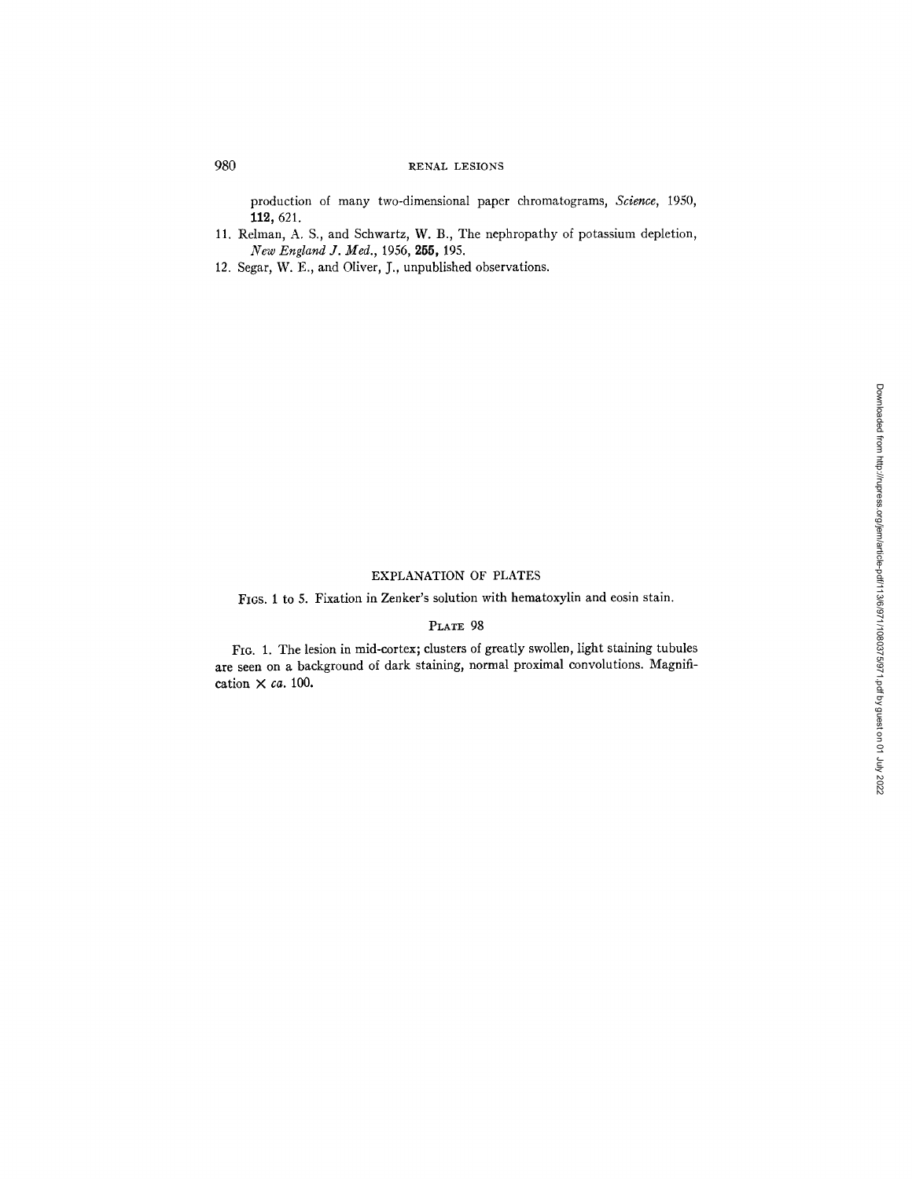production of many two-dimensional paper chromatograms, *Science*, 1950, **112,** 621.

11. Relman, A. S., and Schwartz, W. B., The nephropathy of potassium depletion, *New England J. Med.*, 1956, **255,** 195.
12. Segar, W. E., and Oliver, J., unpublished observations.

## EXPLANATION OF PLATES

FIGS. 1 to 5. Fixation in Zenker's solution with hematoxylin and eosin stain.

### PLATE 98

FIG. 1. The lesion in mid-cortex; clusters of greatly swollen, light staining tubules are seen on a background of dark staining, normal proximal convolutions. Magnification × *ca.* 100.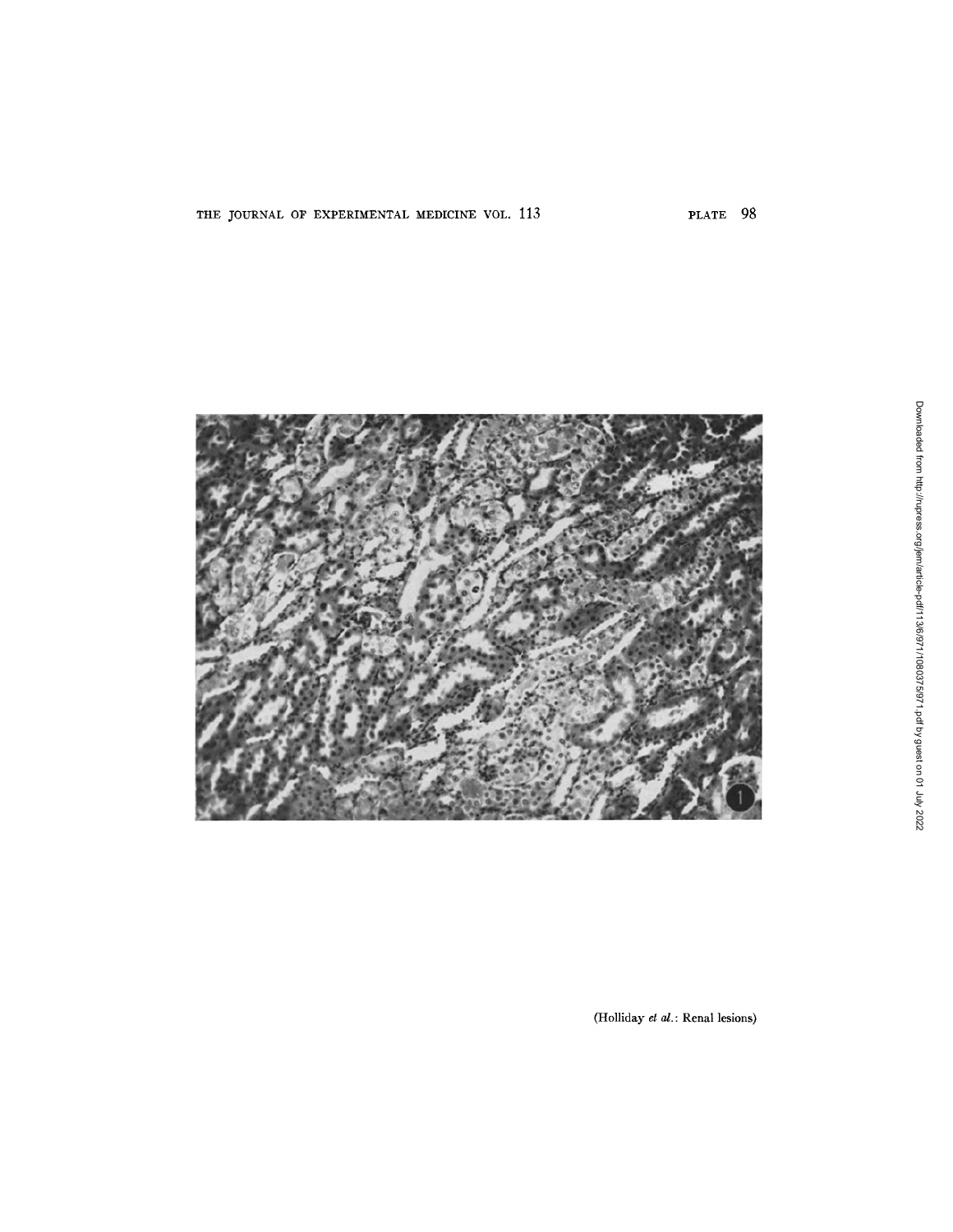(Holliday *et al.*: Renal lesions)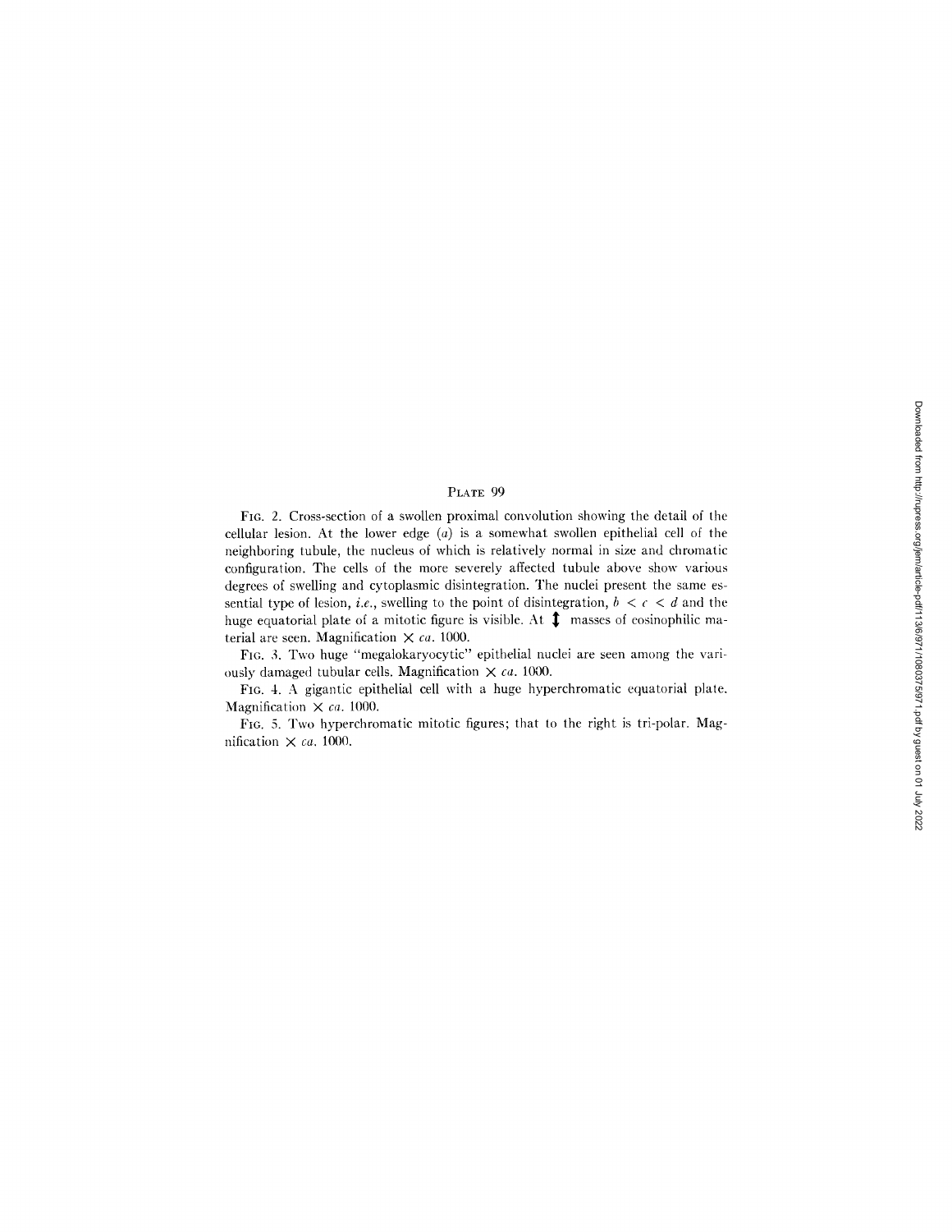# Plate 99

Fig. 2. Cross-section of a swollen proximal convolution showing the detail of the cellular lesion. At the lower edge (*a*) is a somewhat swollen epithelial cell of the neighboring tubule, the nucleus of which is relatively normal in size and chromatic configuration. The cells of the more severely affected tubule above show various degrees of swelling and cytoplasmic disintegration. The nuclei present the same essential type of lesion, *i.e.*, swelling to the point of disintegration, $b < c < d$ and the huge equatorial plate of a mitotic figure is visible. At ↕ masses of eosinophilic material are seen. Magnification $\times$ *ca.* 1000.

Fig. 3. Two huge "megalokaryocytic" epithelial nuclei are seen among the variously damaged tubular cells. Magnification $\times$ *ca.* 1000.

Fig. 4. A gigantic epithelial cell with a huge hyperchromatic equatorial plate. Magnification $\times$ *ca.* 1000.

Fig. 5. Two hyperchromatic mitotic figures; that to the right is tri-polar. Magnification $\times$ *ca.* 1000.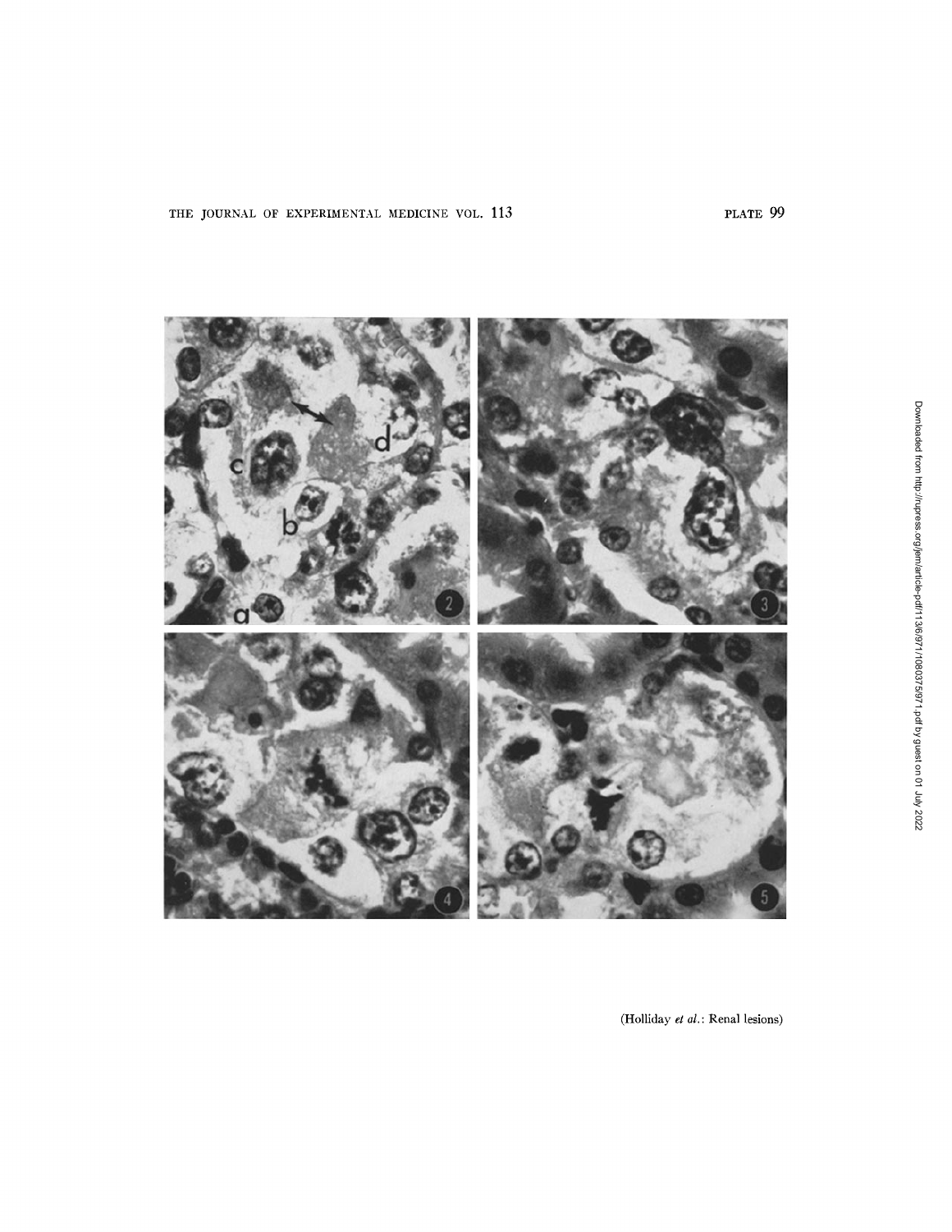(Holliday *et al.*: Renal lesions)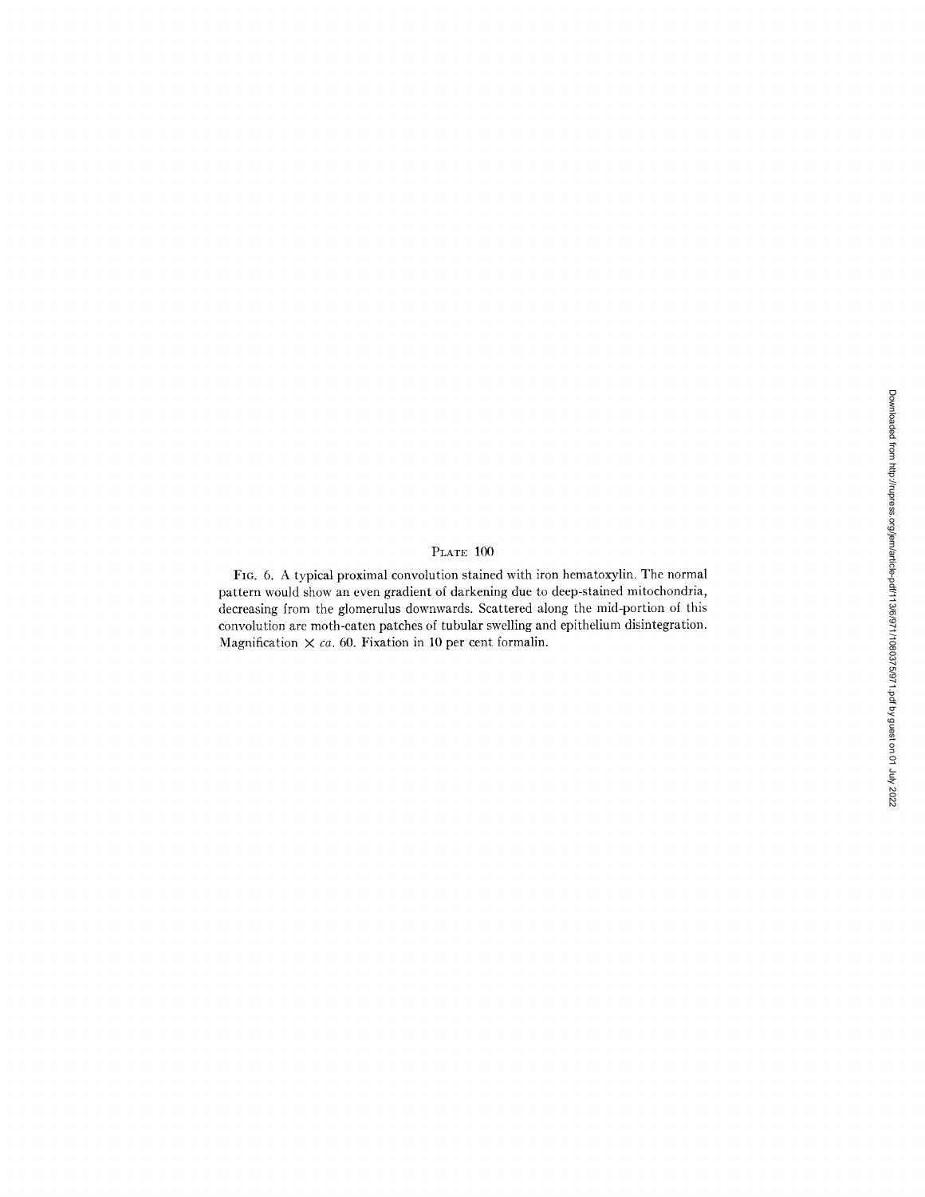PLATE 100

FIG. 6. A typical proximal convolution stained with iron hematoxylin. The normal pattern would show an even gradient of darkening due to deep-stained mitochondria, decreasing from the glomerulus downwards. Scattered along the mid-portion of this convolution are moth-eaten patches of tubular swelling and epithelium disintegration. Magnification × *ca.* 60. Fixation in 10 per cent formalin.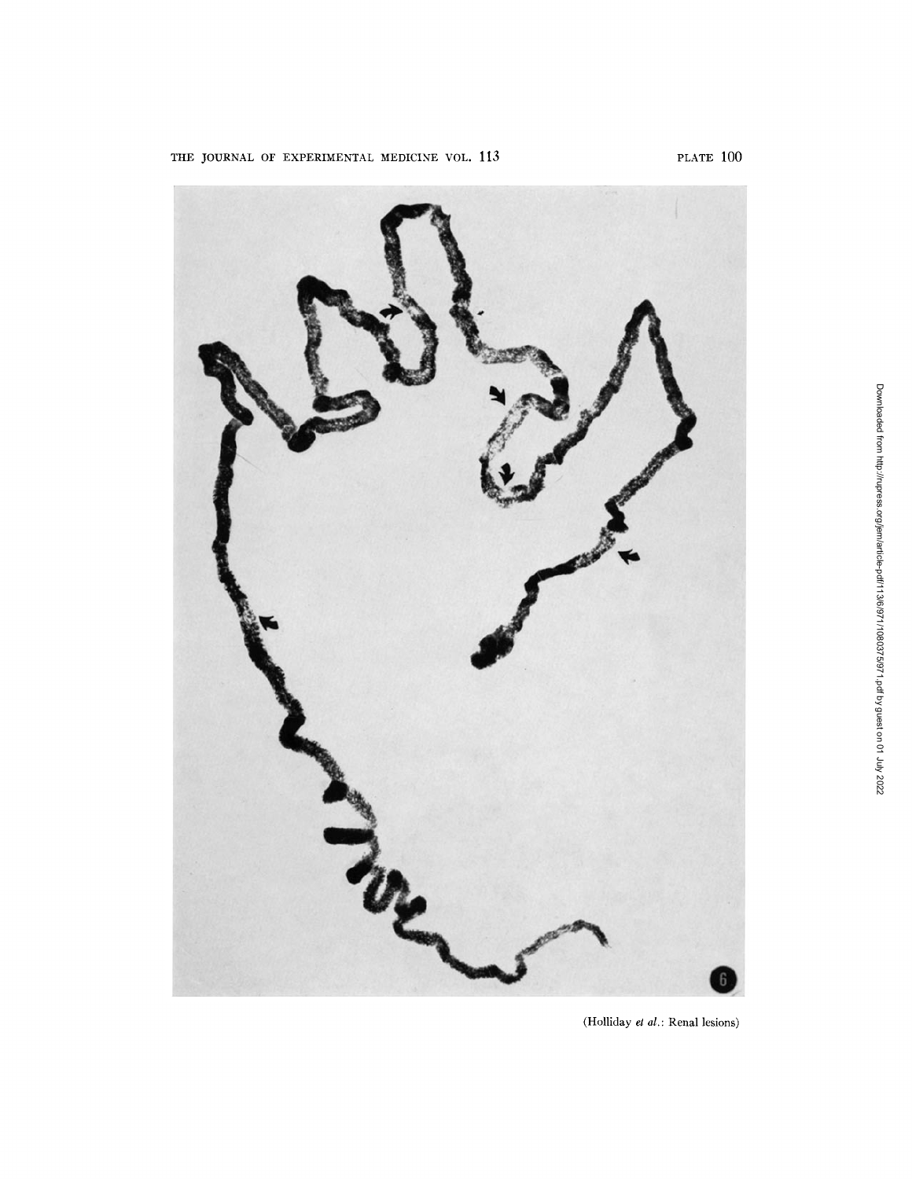(Holliday *et al.*: Renal lesions)